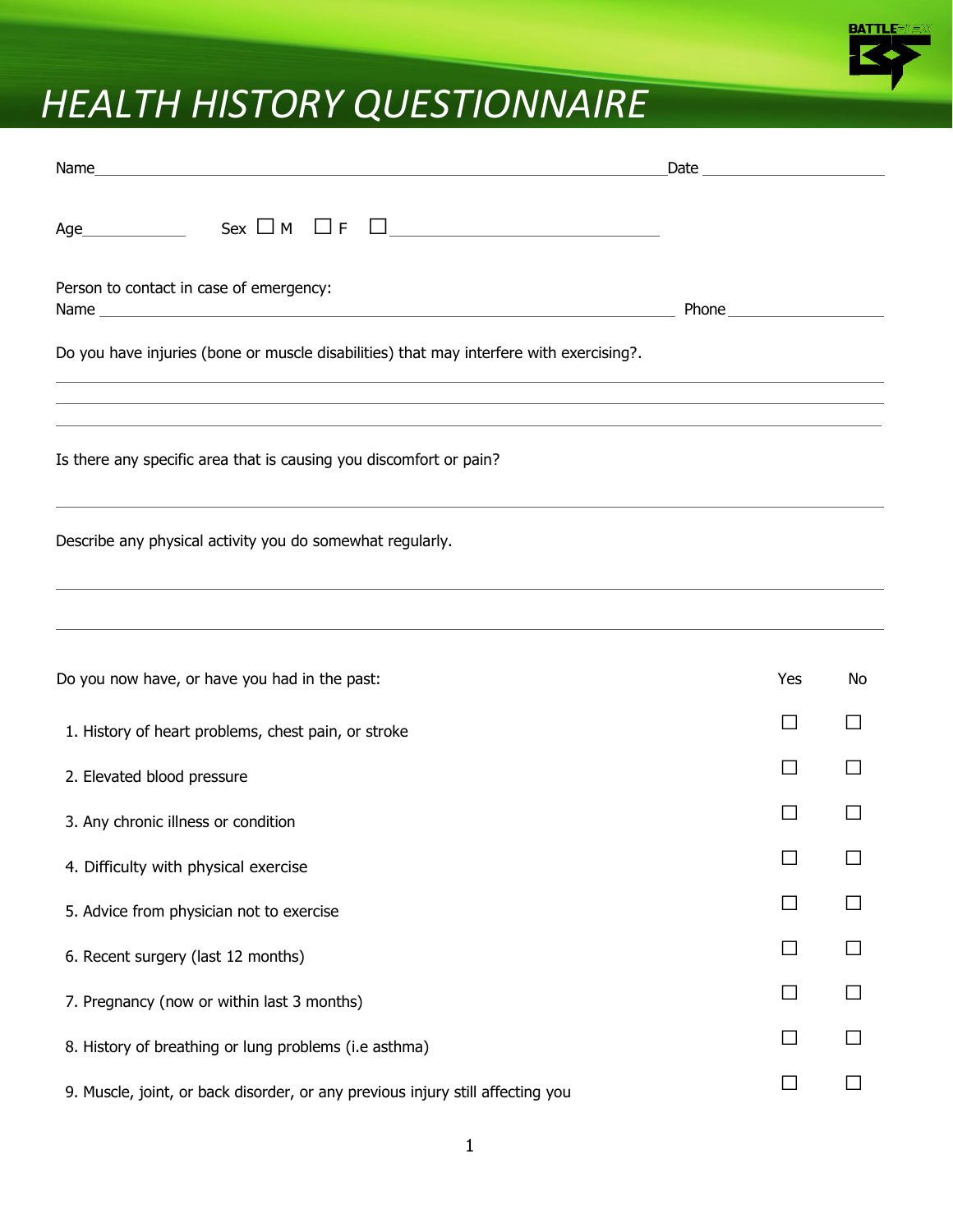# HEALTH HISTORY QUESTIONNAIRE

Name\_\_\_\_\_\_\_\_\_\_\_\_\_\_\_\_\_\_\_\_\_\_\_\_\_\_\_\_\_\_\_\_\_\_\_\_\_\_\_\_\_\_\_\_\_\_\_\_\_\_\_\_\_\_\_\_\_\_\_\_ Date \_\_\_\_\_\_\_\_\_\_\_\_\_\_\_\_\_\_\_\_

Age\_\_\_\_\_\_\_\_\_\_\_\_ Sex ☐ M ☐ F ☐ \_\_\_\_\_\_\_\_\_\_\_\_\_\_\_\_\_\_\_\_\_\_\_\_\_\_\_\_\_\_

Person to contact in case of emergency:
Name \_\_\_\_\_\_\_\_\_\_\_\_\_\_\_\_\_\_\_\_\_\_\_\_\_\_\_\_\_\_\_\_\_\_\_\_\_\_\_\_\_\_\_\_\_\_\_\_\_\_\_\_\_\_\_\_\_\_\_\_ Phone \_\_\_\_\_\_\_\_\_\_\_\_\_\_\_\_\_\_\_\_

Do you have injuries (bone or muscle disabilities) that may interfere with exercising?.

\_\_\_\_\_\_\_\_\_\_\_\_\_\_\_\_\_\_\_\_\_\_\_\_\_\_\_\_\_\_\_\_\_\_\_\_\_\_\_\_\_\_\_\_\_\_\_\_\_\_\_\_\_\_\_\_\_\_\_\_\_\_\_\_\_\_\_\_\_\_\_\_\_\_\_\_\_\_\_\_\_\_

\_\_\_\_\_\_\_\_\_\_\_\_\_\_\_\_\_\_\_\_\_\_\_\_\_\_\_\_\_\_\_\_\_\_\_\_\_\_\_\_\_\_\_\_\_\_\_\_\_\_\_\_\_\_\_\_\_\_\_\_\_\_\_\_\_\_\_\_\_\_\_\_\_\_\_\_\_\_\_\_\_\_

\_\_\_\_\_\_\_\_\_\_\_\_\_\_\_\_\_\_\_\_\_\_\_\_\_\_\_\_\_\_\_\_\_\_\_\_\_\_\_\_\_\_\_\_\_\_\_\_\_\_\_\_\_\_\_\_\_\_\_\_\_\_\_\_\_\_\_\_\_\_\_\_\_\_\_\_\_\_\_\_\_\_

Is there any specific area that is causing you discomfort or pain?

\_\_\_\_\_\_\_\_\_\_\_\_\_\_\_\_\_\_\_\_\_\_\_\_\_\_\_\_\_\_\_\_\_\_\_\_\_\_\_\_\_\_\_\_\_\_\_\_\_\_\_\_\_\_\_\_\_\_\_\_\_\_\_\_\_\_\_\_\_\_\_\_\_\_\_\_\_\_\_\_\_\_

Describe any physical activity you do somewhat regularly.

\_\_\_\_\_\_\_\_\_\_\_\_\_\_\_\_\_\_\_\_\_\_\_\_\_\_\_\_\_\_\_\_\_\_\_\_\_\_\_\_\_\_\_\_\_\_\_\_\_\_\_\_\_\_\_\_\_\_\_\_\_\_\_\_\_\_\_\_\_\_\_\_\_\_\_\_\_\_\_\_\_\_

\_\_\_\_\_\_\_\_\_\_\_\_\_\_\_\_\_\_\_\_\_\_\_\_\_\_\_\_\_\_\_\_\_\_\_\_\_\_\_\_\_\_\_\_\_\_\_\_\_\_\_\_\_\_\_\_\_\_\_\_\_\_\_\_\_\_\_\_\_\_\_\_\_\_\_\_\_\_\_\_\_\_

| Do you now have, or have you had in the past: | Yes | No |
|---|---|---|
| 1. History of heart problems, chest pain, or stroke | ☐ | ☐ |
| 2. Elevated blood pressure | ☐ | ☐ |
| 3. Any chronic illness or condition | ☐ | ☐ |
| 4. Difficulty with physical exercise | ☐ | ☐ |
| 5. Advice from physician not to exercise | ☐ | ☐ |
| 6. Recent surgery (last 12 months) | ☐ | ☐ |
| 7. Pregnancy (now or within last 3 months) | ☐ | ☐ |
| 8. History of breathing or lung problems (i.e asthma) | ☐ | ☐ |
| 9. Muscle, joint, or back disorder, or any previous injury still affecting you | ☐ | ☐ |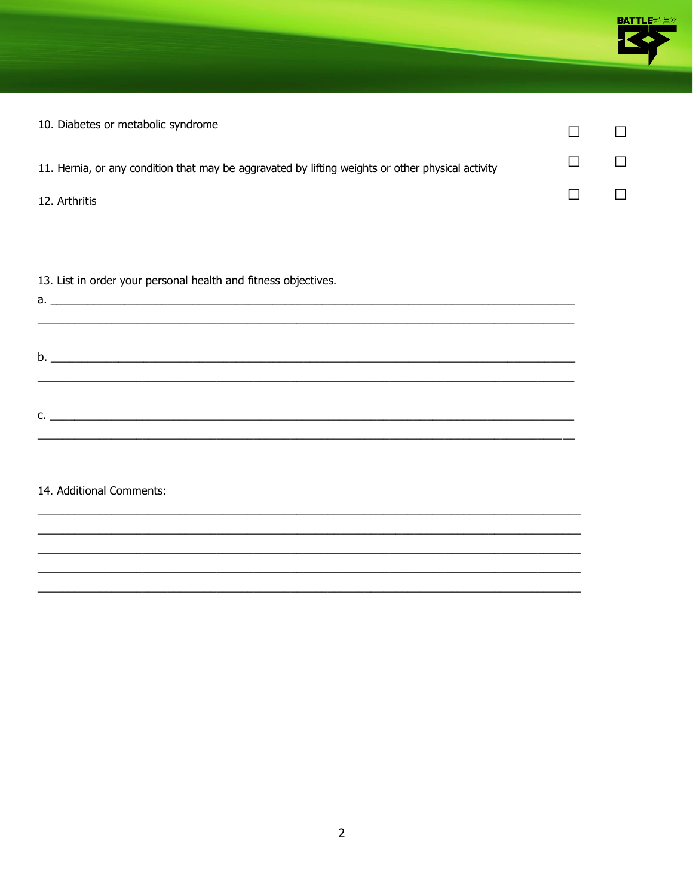| | | |
|---|---|---|
| 10. Diabetes or metabolic syndrome | ☐ | ☐ |
| 11. Hernia, or any condition that may be aggravated by lifting weights or other physical activity | ☐ | ☐ |
| 12. Arthritis | ☐ | ☐ |

13. List in order your personal health and fitness objectives.

a. ______________________________________________________________________________

______________________________________________________________________________

b. ______________________________________________________________________________

______________________________________________________________________________

c. ______________________________________________________________________________

______________________________________________________________________________

14. Additional Comments:

______________________________________________________________________________

______________________________________________________________________________

______________________________________________________________________________

______________________________________________________________________________

______________________________________________________________________________